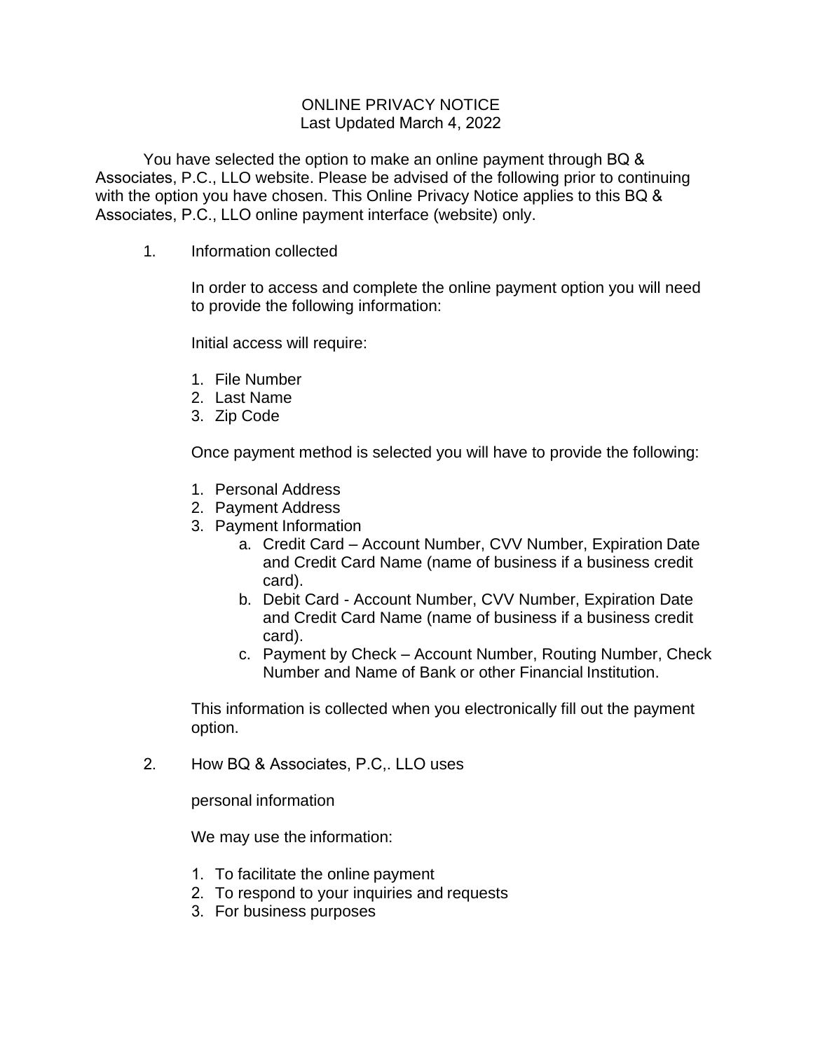# ONLINE PRIVACY NOTICE

Last Updated March 4, 2022

You have selected the option to make an online payment through BQ & Associates, P.C., LLO website. Please be advised of the following prior to continuing with the option you have chosen. This Online Privacy Notice applies to this BQ & Associates, P.C., LLO online payment interface (website) only.

## 1. Information collected

In order to access and complete the online payment option you will need to provide the following information:

Initial access will require:

1. File Number
2. Last Name
3. Zip Code

Once payment method is selected you will have to provide the following:

1. Personal Address
2. Payment Address
3. Payment Information
   a. Credit Card – Account Number, CVV Number, Expiration Date and Credit Card Name (name of business if a business credit card).
   b. Debit Card - Account Number, CVV Number, Expiration Date and Credit Card Name (name of business if a business credit card).
   c. Payment by Check – Account Number, Routing Number, Check Number and Name of Bank or other Financial Institution.

This information is collected when you electronically fill out the payment option.

## 2. How BQ & Associates, P.C,. LLO uses

personal information

We may use the information:

1. To facilitate the online payment
2. To respond to your inquiries and requests
3. For business purposes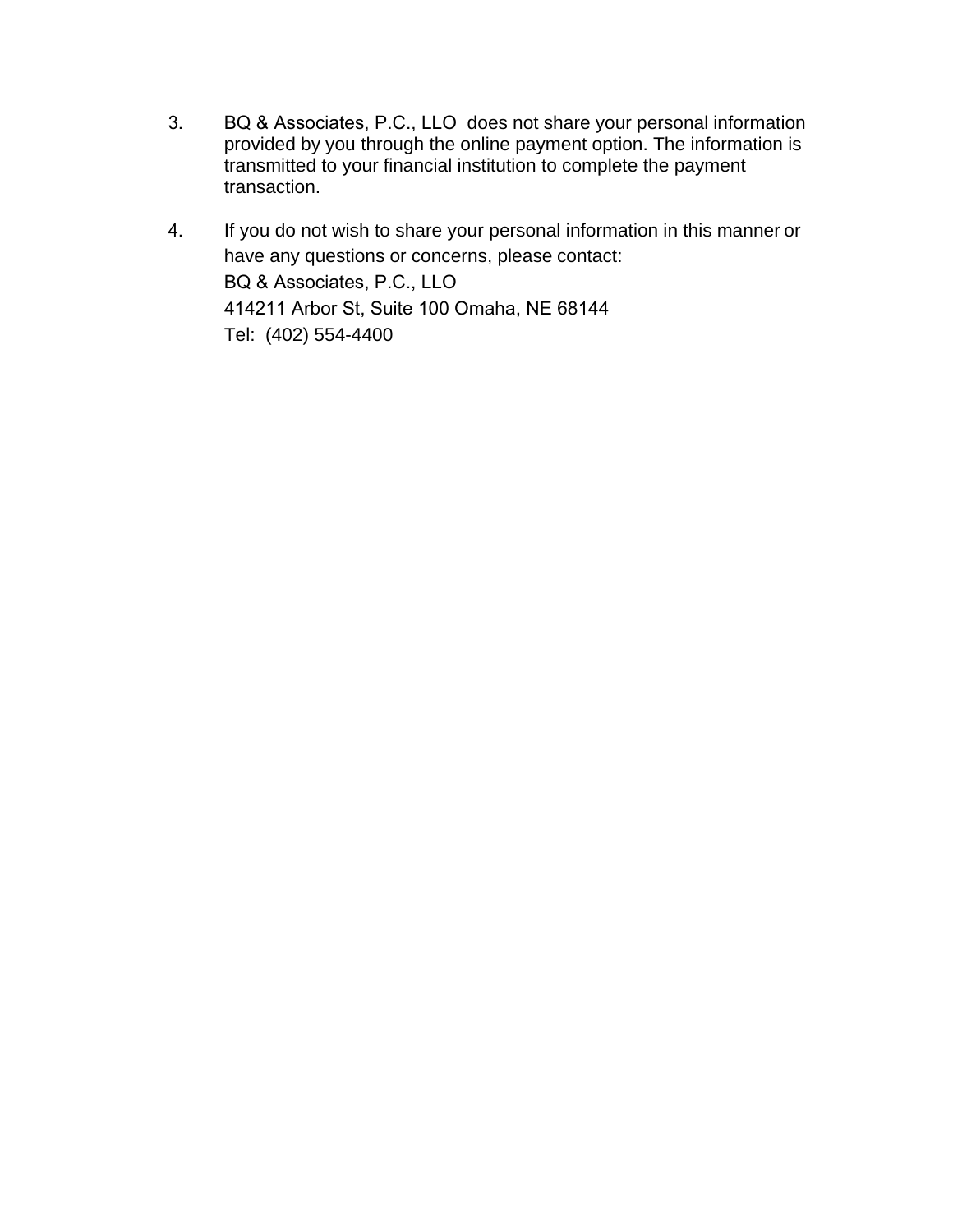3. BQ & Associates, P.C., LLO does not share your personal information provided by you through the online payment option. The information is transmitted to your financial institution to complete the payment transaction.

4. If you do not wish to share your personal information in this manner or have any questions or concerns, please contact:

   BQ & Associates, P.C., LLO
   414211 Arbor St, Suite 100 Omaha, NE 68144
   Tel: (402) 554-4400